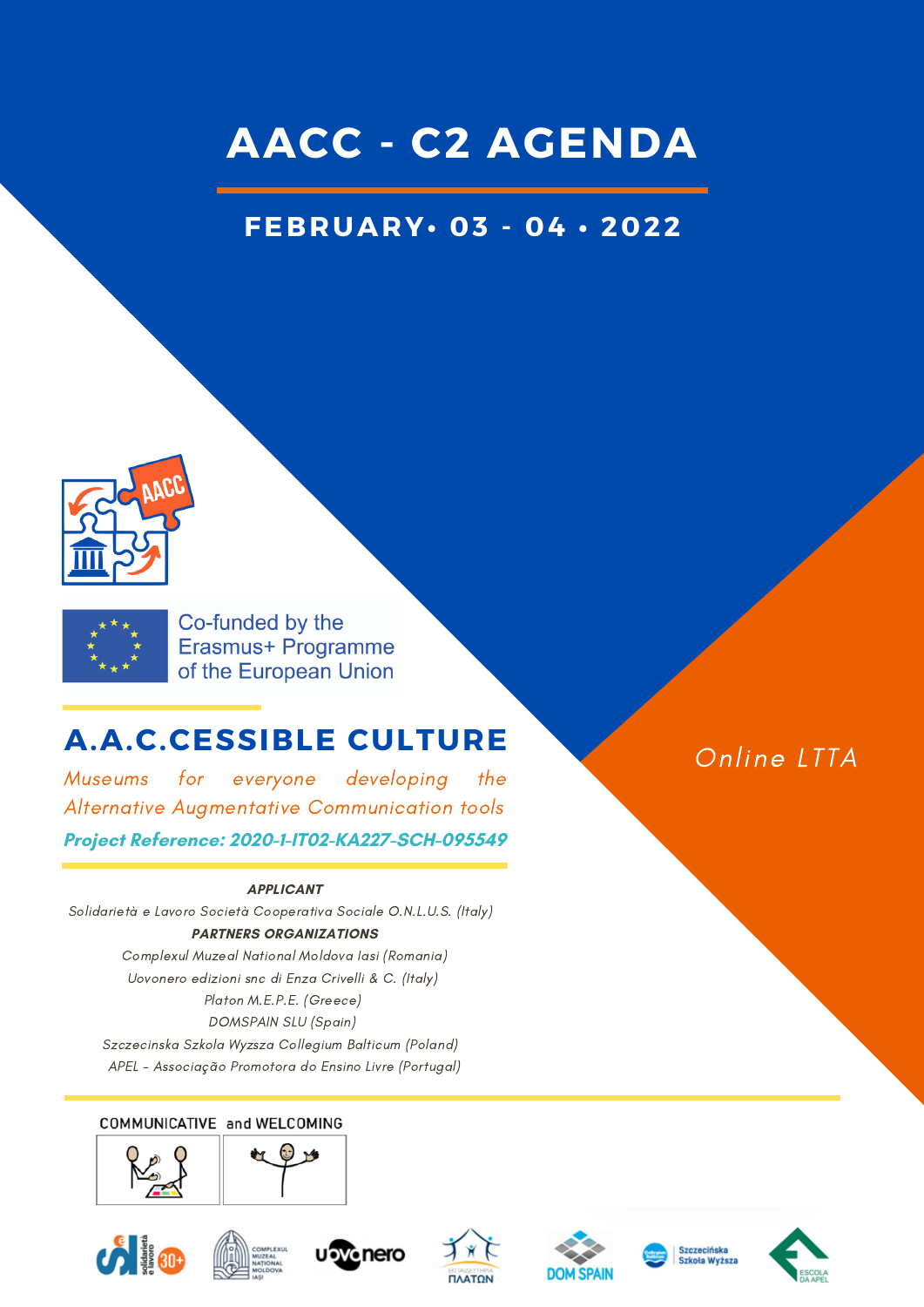# AACC - C2 AGENDA

## FEBRUARY• 03 - 04 • 2022

Online LTTA

Co-funded by the Erasmus+ Programme of the European Union

## A.A.C.CESSIBLE CULTURE

*Museums for everyone developing the Alternative Augmentative Communication tools*

***Project Reference: 2020-1-IT02-KA227-SCH-095549***

***APPLICANT***

*Solidarietà e Lavoro Società Cooperativa Sociale O.N.L.U.S. (Italy)*

***PARTNERS ORGANIZATIONS***

*Complexul Muzeal National Moldova Iasi (Romania)*

*Uovonero edizioni snc di Enza Crivelli & C. (Italy)*

*Platon M.E.P.E. (Greece)*

*DOMSPAIN SLU (Spain)*

*Szczecinska Szkola Wyzsza Collegium Balticum (Poland)*

*APEL - Associação Promotora do Ensino Livre (Portugal)*

COMMUNICATIVE and WELCOMING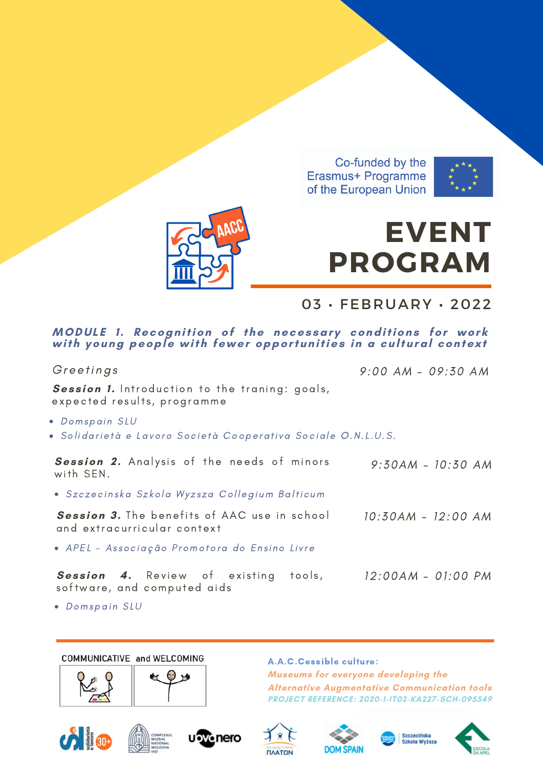Co-funded by the Erasmus+ Programme of the European Union

# EVENT PROGRAM

## 03 · FEBRUARY · 2022

### *MODULE 1. Recognition of the necessary conditions for work with young people with fewer opportunities in a cultural context*

*Greetings* — *9:00 AM – 09:30 AM*

**Session 1.** Introduction to the traning: goals, expected results, programme

- *Domspain SLU*
- *Solidarietà e Lavoro Società Cooperativa Sociale O.N.L.U.S.*

**Session 2.** Analysis of the needs of minors with SEN. — *9:30AM – 10:30 AM*

- *Szczecinska Szkola Wyzsza Collegium Balticum*

**Session 3.** The benefits of AAC use in school and extracurricular context — *10:30AM – 12:00 AM*

- *APEL – Associação Promotora do Ensino Livre*

**Session 4.** Review of existing tools, software, and computed aids — *12:00AM – 01:00 PM*

- *Domspain SLU*

COMMUNICATIVE and WELCOMING

**A.A.C.Cessible culture:**
*Museums for everyone developing the Alternative Augmentative Communication tools*
*PROJECT REFERENCE: 2020-1-IT02-KA227-SCH-095549*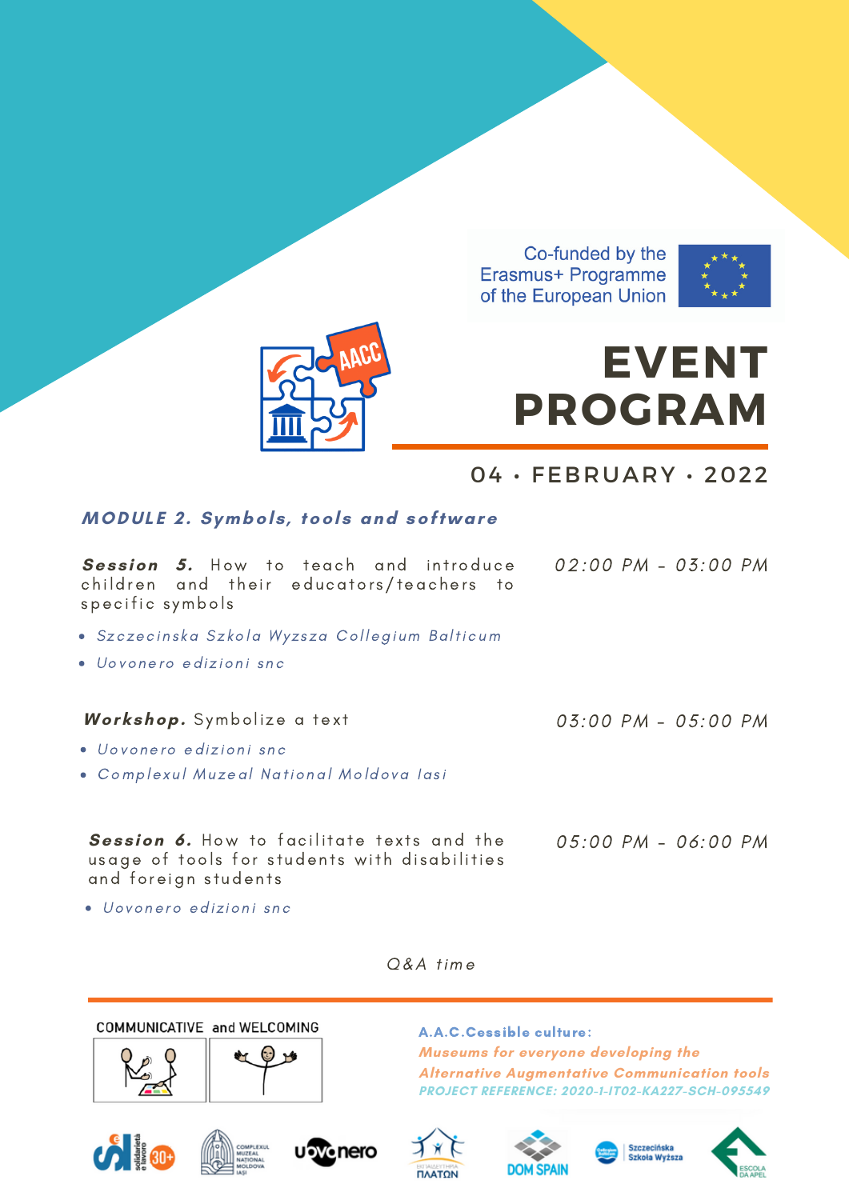Co-funded by the Erasmus+ Programme of the European Union

# EVENT PROGRAM

04 · FEBRUARY · 2022

## *MODULE 2. Symbols, tools and software*

***Session 5.*** How to teach and introduce children and their educators/teachers to specific symbols — *02:00 PM - 03:00 PM*

- *Szczecinska Szkola Wyzsza Collegium Balticum*
- *Uovonero edizioni snc*

***Workshop.*** Symbolize a text — *03:00 PM - 05:00 PM*

- *Uovonero edizioni snc*
- *Complexul Muzeal National Moldova Iasi*

***Session 6.*** How to facilitate texts and the usage of tools for students with disabilities and foreign students — *05:00 PM - 06:00 PM*

- *Uovonero edizioni snc*

*Q&A time*

COMMUNICATIVE and WELCOMING

**A.A.C.Cessible culture:**
***Museums for everyone developing the Alternative Augmentative Communication tools***
***PROJECT REFERENCE: 2020-1-IT02-KA227-SCH-095549***